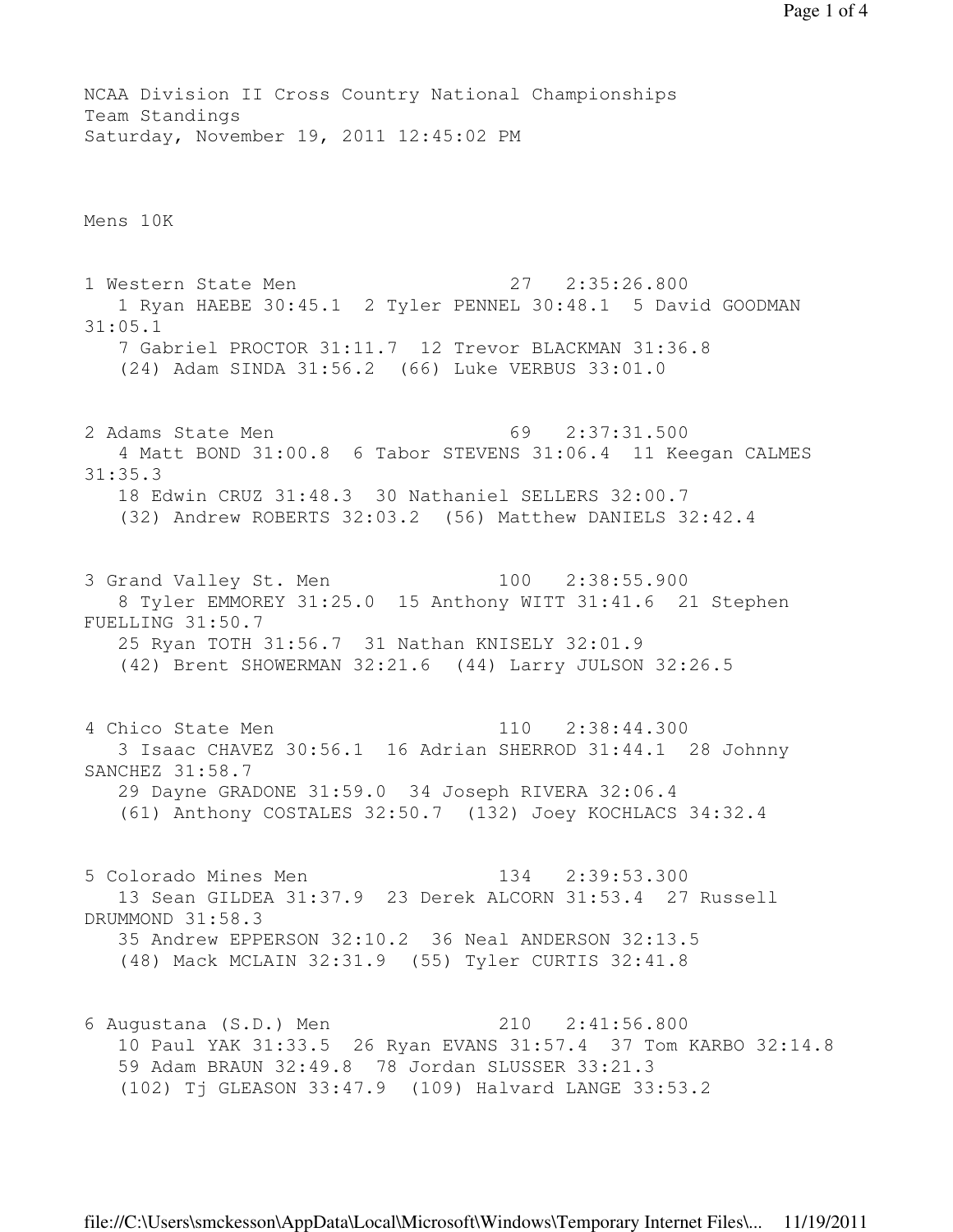NCAA Division II Cross Country National Championships
Team Standings
Saturday, November 19, 2011 12:45:02 PM

Mens 10K

1 Western State Men 27 2:35:26.800
1 Ryan HAEBE 30:45.1 2 Tyler PENNEL 30:48.1 5 David GOODMAN 31:05.1
7 Gabriel PROCTOR 31:11.7 12 Trevor BLACKMAN 31:36.8
(24) Adam SINDA 31:56.2 (66) Luke VERBUS 33:01.0

2 Adams State Men 69 2:37:31.500
4 Matt BOND 31:00.8 6 Tabor STEVENS 31:06.4 11 Keegan CALMES 31:35.3
18 Edwin CRUZ 31:48.3 30 Nathaniel SELLERS 32:00.7
(32) Andrew ROBERTS 32:03.2 (56) Matthew DANIELS 32:42.4

3 Grand Valley St. Men 100 2:38:55.900
8 Tyler EMMOREY 31:25.0 15 Anthony WITT 31:41.6 21 Stephen FUELLING 31:50.7
25 Ryan TOTH 31:56.7 31 Nathan KNISELY 32:01.9
(42) Brent SHOWERMAN 32:21.6 (44) Larry JULSON 32:26.5

4 Chico State Men 110 2:38:44.300
3 Isaac CHAVEZ 30:56.1 16 Adrian SHERROD 31:44.1 28 Johnny SANCHEZ 31:58.7
29 Dayne GRADONE 31:59.0 34 Joseph RIVERA 32:06.4
(61) Anthony COSTALES 32:50.7 (132) Joey KOCHLACS 34:32.4

5 Colorado Mines Men 134 2:39:53.300
13 Sean GILDEA 31:37.9 23 Derek ALCORN 31:53.4 27 Russell DRUMMOND 31:58.3
35 Andrew EPPERSON 32:10.2 36 Neal ANDERSON 32:13.5
(48) Mack MCLAIN 32:31.9 (55) Tyler CURTIS 32:41.8

6 Augustana (S.D.) Men 210 2:41:56.800
10 Paul YAK 31:33.5 26 Ryan EVANS 31:57.4 37 Tom KARBO 32:14.8
59 Adam BRAUN 32:49.8 78 Jordan SLUSSER 33:21.3
(102) Tj GLEASON 33:47.9 (109) Halvard LANGE 33:53.2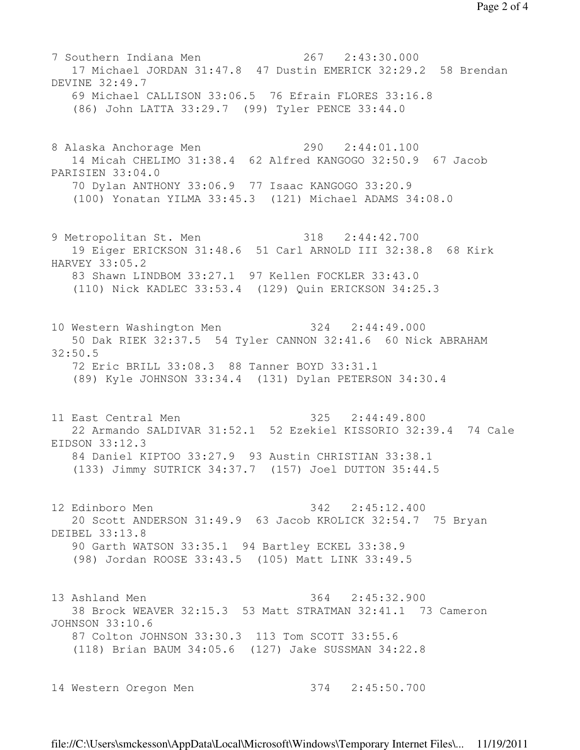7 Southern Indiana Men 267 2:43:30.000
17 Michael JORDAN 31:47.8 47 Dustin EMERICK 32:29.2 58 Brendan DEVINE 32:49.7
69 Michael CALLISON 33:06.5 76 Efrain FLORES 33:16.8
(86) John LATTA 33:29.7 (99) Tyler PENCE 33:44.0

8 Alaska Anchorage Men 290 2:44:01.100
14 Micah CHELIMO 31:38.4 62 Alfred KANGOGO 32:50.9 67 Jacob PARISIEN 33:04.0
70 Dylan ANTHONY 33:06.9 77 Isaac KANGOGO 33:20.9
(100) Yonatan YILMA 33:45.3 (121) Michael ADAMS 34:08.0

9 Metropolitan St. Men 318 2:44:42.700
19 Eiger ERICKSON 31:48.6 51 Carl ARNOLD III 32:38.8 68 Kirk HARVEY 33:05.2
83 Shawn LINDBOM 33:27.1 97 Kellen FOCKLER 33:43.0
(110) Nick KADLEC 33:53.4 (129) Quin ERICKSON 34:25.3

10 Western Washington Men 324 2:44:49.000
50 Dak RIEK 32:37.5 54 Tyler CANNON 32:41.6 60 Nick ABRAHAM 32:50.5
72 Eric BRILL 33:08.3 88 Tanner BOYD 33:31.1
(89) Kyle JOHNSON 33:34.4 (131) Dylan PETERSON 34:30.4

11 East Central Men 325 2:44:49.800
22 Armando SALDIVAR 31:52.1 52 Ezekiel KISSORIO 32:39.4 74 Cale EIDSON 33:12.3
84 Daniel KIPTOO 33:27.9 93 Austin CHRISTIAN 33:38.1
(133) Jimmy SUTRICK 34:37.7 (157) Joel DUTTON 35:44.5

12 Edinboro Men 342 2:45:12.400
20 Scott ANDERSON 31:49.9 63 Jacob KROLICK 32:54.7 75 Bryan DEIBEL 33:13.8
90 Garth WATSON 33:35.1 94 Bartley ECKEL 33:38.9
(98) Jordan ROOSE 33:43.5 (105) Matt LINK 33:49.5

13 Ashland Men 364 2:45:32.900
38 Brock WEAVER 32:15.3 53 Matt STRATMAN 32:41.1 73 Cameron JOHNSON 33:10.6
87 Colton JOHNSON 33:30.3 113 Tom SCOTT 33:55.6
(118) Brian BAUM 34:05.6 (127) Jake SUSSMAN 34:22.8

14 Western Oregon Men 374 2:45:50.700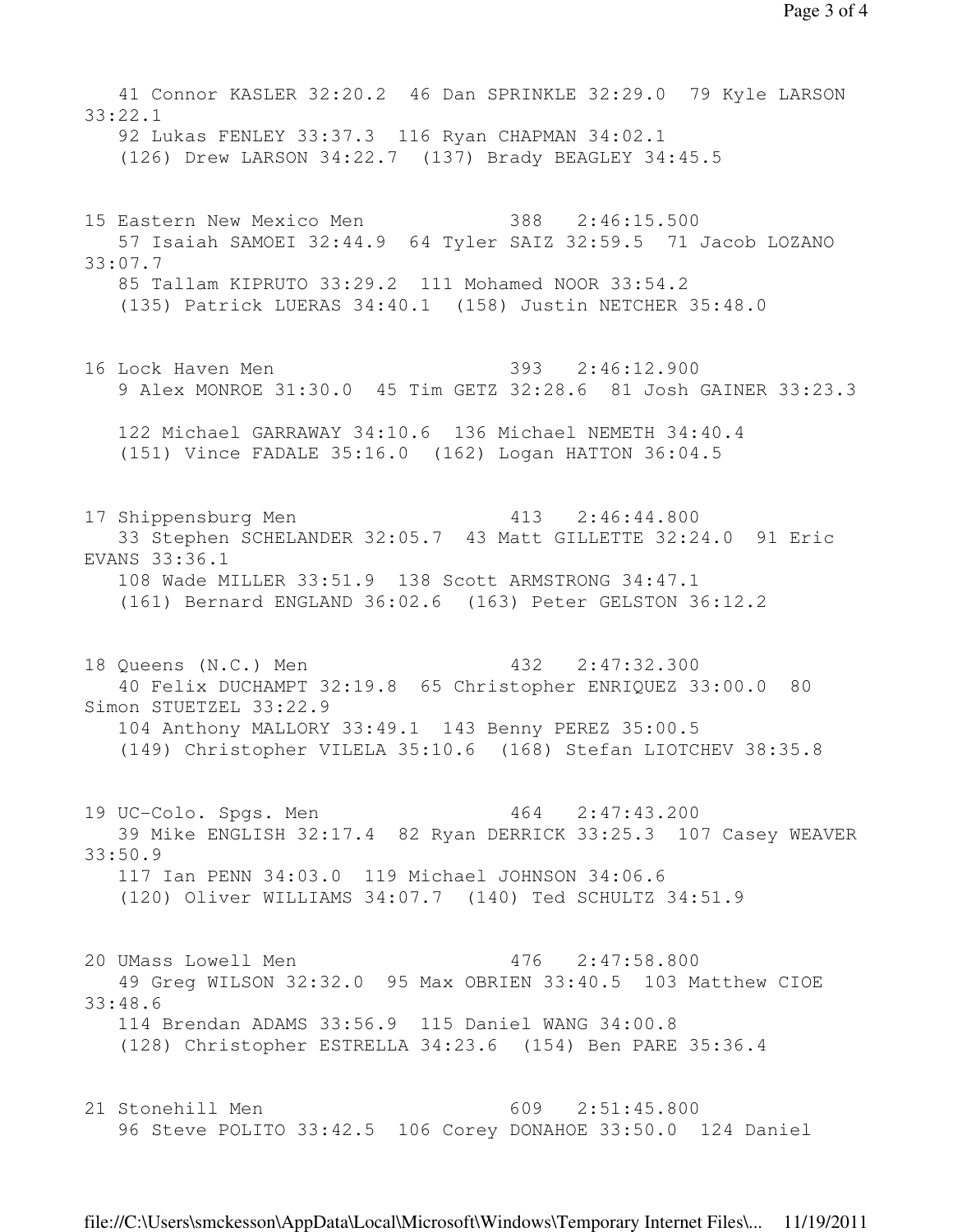41 Connor KASLER 32:20.2  46 Dan SPRINKLE 32:29.0  79 Kyle LARSON 33:22.1
92 Lukas FENLEY 33:37.3  116 Ryan CHAPMAN 34:02.1
(126) Drew LARSON 34:22.7  (137) Brady BEAGLEY 34:45.5

15 Eastern New Mexico Men  388  2:46:15.500
57 Isaiah SAMOEI 32:44.9  64 Tyler SAIZ 32:59.5  71 Jacob LOZANO 33:07.7
85 Tallam KIPRUTO 33:29.2  111 Mohamed NOOR 33:54.2
(135) Patrick LUERAS 34:40.1  (158) Justin NETCHER 35:48.0

16 Lock Haven Men  393  2:46:12.900
9 Alex MONROE 31:30.0  45 Tim GETZ 32:28.6  81 Josh GAINER 33:23.3
122 Michael GARRAWAY 34:10.6  136 Michael NEMETH 34:40.4
(151) Vince FADALE 35:16.0  (162) Logan HATTON 36:04.5

17 Shippensburg Men  413  2:46:44.800
33 Stephen SCHELANDER 32:05.7  43 Matt GILLETTE 32:24.0  91 Eric EVANS 33:36.1
108 Wade MILLER 33:51.9  138 Scott ARMSTRONG 34:47.1
(161) Bernard ENGLAND 36:02.6  (163) Peter GELSTON 36:12.2

18 Queens (N.C.) Men  432  2:47:32.300
40 Felix DUCHAMPT 32:19.8  65 Christopher ENRIQUEZ 33:00.0  80 Simon STUETZEL 33:22.9
104 Anthony MALLORY 33:49.1  143 Benny PEREZ 35:00.5
(149) Christopher VILELA 35:10.6  (168) Stefan LIOTCHEV 38:35.8

19 UC-Colo. Spgs. Men  464  2:47:43.200
39 Mike ENGLISH 32:17.4  82 Ryan DERRICK 33:25.3  107 Casey WEAVER 33:50.9
117 Ian PENN 34:03.0  119 Michael JOHNSON 34:06.6
(120) Oliver WILLIAMS 34:07.7  (140) Ted SCHULTZ 34:51.9

20 UMass Lowell Men  476  2:47:58.800
49 Greg WILSON 32:32.0  95 Max OBRIEN 33:40.5  103 Matthew CIOE 33:48.6
114 Brendan ADAMS 33:56.9  115 Daniel WANG 34:00.8
(128) Christopher ESTRELLA 34:23.6  (154) Ben PARE 35:36.4

21 Stonehill Men  609  2:51:45.800
96 Steve POLITO 33:42.5  106 Corey DONAHOE 33:50.0  124 Daniel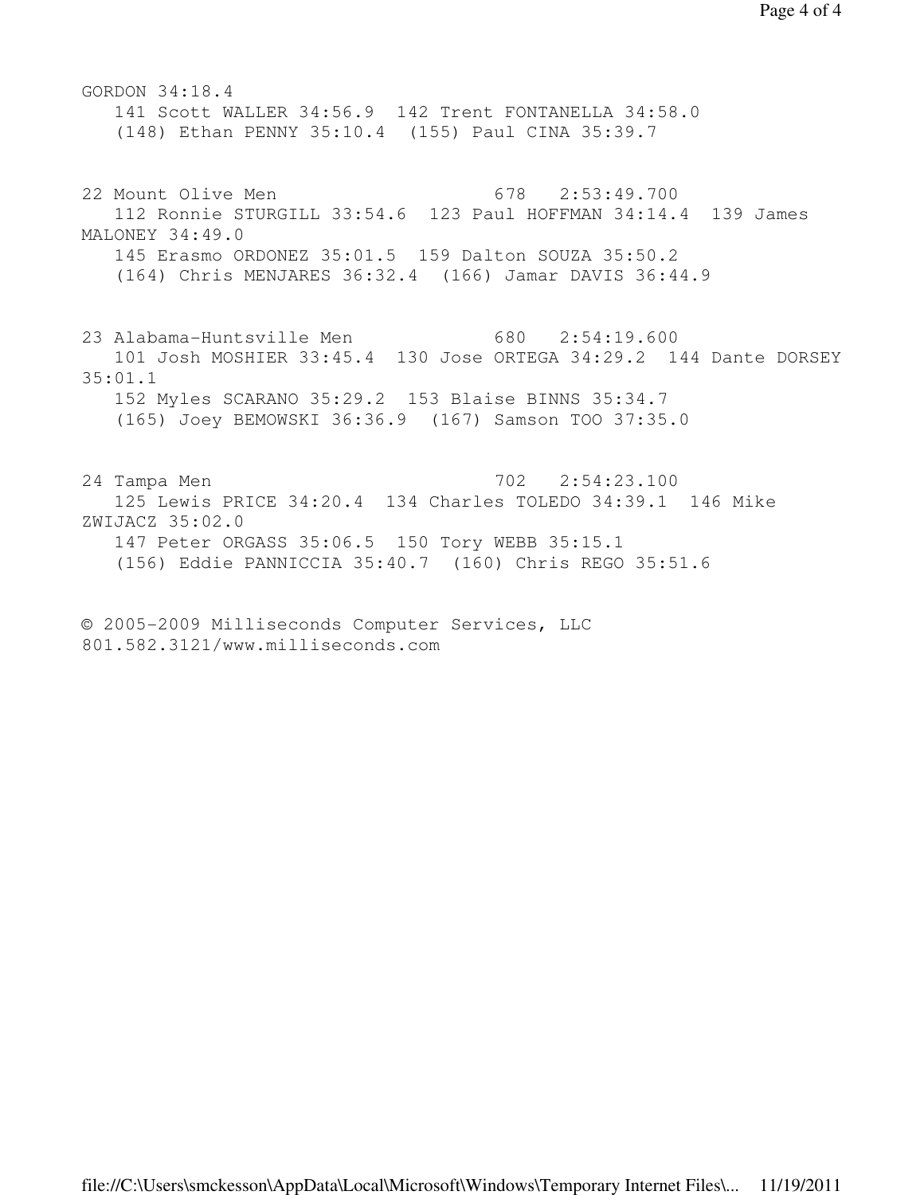GORDON 34:18.4
141 Scott WALLER 34:56.9  142 Trent FONTANELLA 34:58.0
(148) Ethan PENNY 35:10.4  (155) Paul CINA 35:39.7

22 Mount Olive Men 678 2:53:49.700
112 Ronnie STURGILL 33:54.6  123 Paul HOFFMAN 34:14.4  139 James MALONEY 34:49.0
145 Erasmo ORDONEZ 35:01.5  159 Dalton SOUZA 35:50.2
(164) Chris MENJARES 36:32.4  (166) Jamar DAVIS 36:44.9

23 Alabama-Huntsville Men 680 2:54:19.600
101 Josh MOSHIER 33:45.4  130 Jose ORTEGA 34:29.2  144 Dante DORSEY 35:01.1
152 Myles SCARANO 35:29.2  153 Blaise BINNS 35:34.7
(165) Joey BEMOWSKI 36:36.9  (167) Samson TOO 37:35.0

24 Tampa Men 702 2:54:23.100
125 Lewis PRICE 34:20.4  134 Charles TOLEDO 34:39.1  146 Mike ZWIJACZ 35:02.0
147 Peter ORGASS 35:06.5  150 Tory WEBB 35:15.1
(156) Eddie PANNICCIA 35:40.7  (160) Chris REGO 35:51.6

© 2005-2009 Milliseconds Computer Services, LLC
801.582.3121/www.milliseconds.com